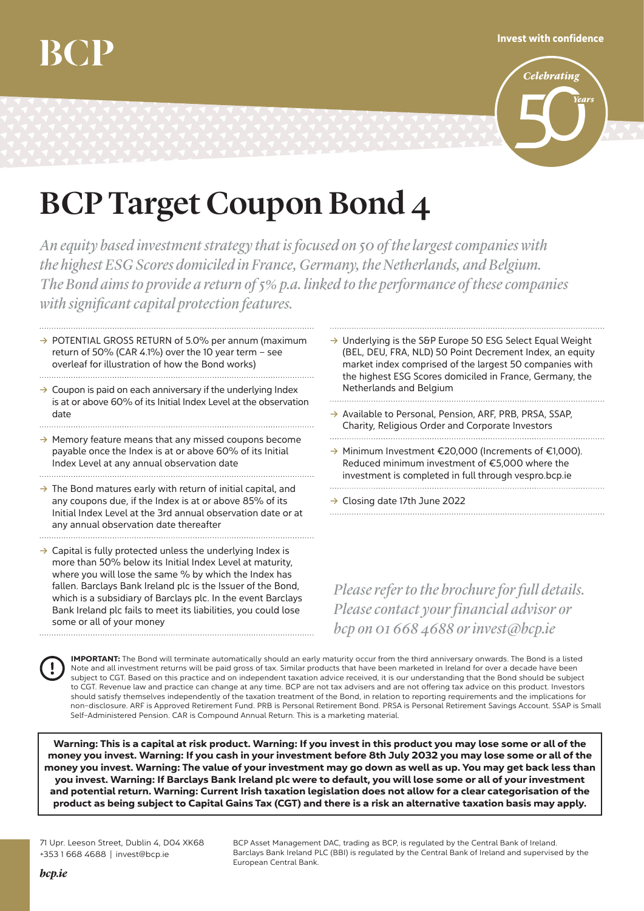# BCP Target Coupon Bond 4

*An equity based investment strategy that is focused on 50 of the largest companies with the highest ESG Scores domiciled in France, Germany, the Netherlands, and Belgium. The Bond aims to provide a return of 5% p.a. linked to the performance of these companies with significant capital protection features.*

- → POTENTIAL GROSS RETURN of 5.0% per annum (maximum return of 50% (CAR 4.1%) over the 10 year term – see overleaf for illustration of how the Bond works)
- → Coupon is paid on each anniversary if the underlying Index is at or above 60% of its Initial Index Level at the observation date
- → Memory feature means that any missed coupons become payable once the Index is at or above 60% of its Initial Index Level at any annual observation date
- → The Bond matures early with return of initial capital, and any coupons due, if the Index is at or above 85% of its Initial Index Level at the 3rd annual observation date or at any annual observation date thereafter
- → Capital is fully protected unless the underlying Index is more than 50% below its Initial Index Level at maturity, where you will lose the same % by which the Index has fallen. Barclays Bank Ireland plc is the Issuer of the Bond, which is a subsidiary of Barclays plc. In the event Barclays Bank Ireland plc fails to meet its liabilities, you could lose some or all of your money
- → Underlying is the S&P Europe 50 ESG Select Equal Weight (BEL, DEU, FRA, NLD) 50 Point Decrement Index, an equity market index comprised of the largest 50 companies with the highest ESG Scores domiciled in France, Germany, the Netherlands and Belgium
- → Available to Personal, Pension, ARF, PRB, PRSA, SSAP, Charity, Religious Order and Corporate Investors
- → Minimum Investment €20,000 (Increments of €1,000). Reduced minimum investment of €5,000 where the investment is completed in full through vespro.bcp.ie
- → Closing date 17th June 2022

*Please refer to the brochure for full details. Please contact your financial advisor or bcp on 01 668 4688 or invest@bcp.ie*

**IMPORTANT:** The Bond will terminate automatically should an early maturity occur from the third anniversary onwards. The Bond is a listed Note and all investment returns will be paid gross of tax. Similar products that have been marketed in Ireland for over a decade have been subject to CGT. Based on this practice and on independent taxation advice received, it is our understanding that the Bond should be subject to CGT. Revenue law and practice can change at any time. BCP are not tax advisers and are not offering tax advice on this product. Investors should satisfy themselves independently of the taxation treatment of the Bond, in relation to reporting requirements and the implications for non-disclosure. ARF is Approved Retirement Fund. PRB is Personal Retirement Bond. PRSA is Personal Retirement Savings Account. SSAP is Small Self-Administered Pension. CAR is Compound Annual Return. This is a marketing material.

**Warning: This is a capital at risk product. Warning: If you invest in this product you may lose some or all of the money you invest. Warning: If you cash in your investment before 8th July 2032 you may lose some or all of the money you invest. Warning: The value of your investment may go down as well as up. You may get back less than you invest. Warning: If Barclays Bank Ireland plc were to default, you will lose some or all of your investment and potential return. Warning: Current Irish taxation legislation does not allow for a clear categorisation of the product as being subject to Capital Gains Tax (CGT) and there is a risk an alternative taxation basis may apply.**

71 Upr. Leeson Street, Dublin 4, D04 XK68
+353 1 668 4688 | invest@bcp.ie

BCP Asset Management DAC, trading as BCP, is regulated by the Central Bank of Ireland. Barclays Bank Ireland PLC (BBI) is regulated by the Central Bank of Ireland and supervised by the European Central Bank.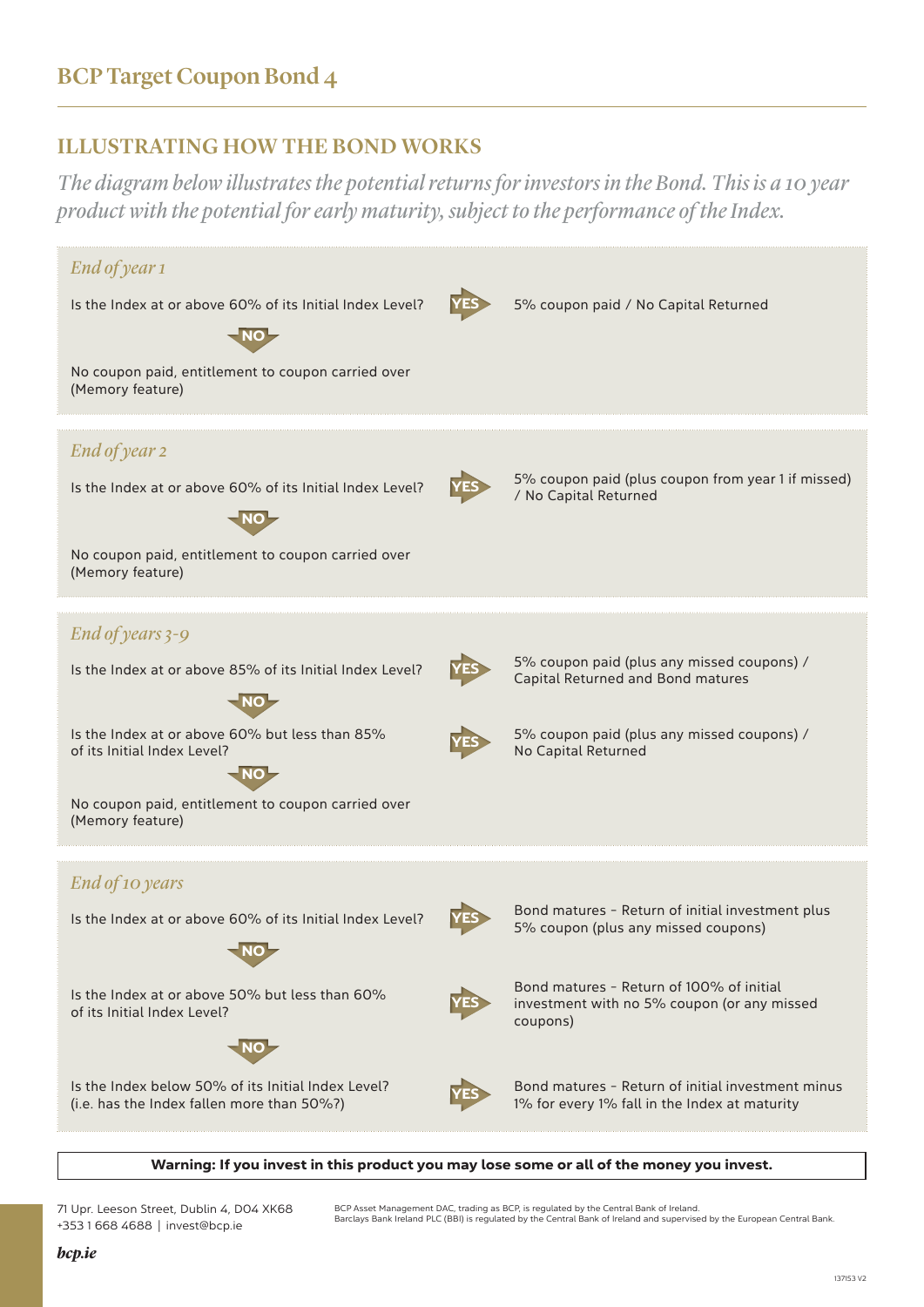# BCP Target Coupon Bond 4

## ILLUSTRATING HOW THE BOND WORKS

*The diagram below illustrates the potential returns for investors in the Bond. This is a 10 year product with the potential for early maturity, subject to the performance of the Index.*

### *End of year 1*

Is the Index at or above 60% of its Initial Index Level?

- **YES** → 5% coupon paid / No Capital Returned
- **NO** → No coupon paid, entitlement to coupon carried over (Memory feature)

### *End of year 2*

Is the Index at or above 60% of its Initial Index Level?

- **YES** → 5% coupon paid (plus coupon from year 1 if missed) / No Capital Returned
- **NO** → No coupon paid, entitlement to coupon carried over (Memory feature)

### *End of years 3-9*

Is the Index at or above 85% of its Initial Index Level?

- **YES** → 5% coupon paid (plus any missed coupons) / Capital Returned and Bond matures
- **NO** ↓

Is the Index at or above 60% but less than 85% of its Initial Index Level?

- **YES** → 5% coupon paid (plus any missed coupons) / No Capital Returned
- **NO** → No coupon paid, entitlement to coupon carried over (Memory feature)

### *End of 10 years*

Is the Index at or above 60% of its Initial Index Level?

- **YES** → Bond matures - Return of initial investment plus 5% coupon (plus any missed coupons)
- **NO** ↓

Is the Index at or above 50% but less than 60% of its Initial Index Level?

- **YES** → Bond matures - Return of 100% of initial investment with no 5% coupon (or any missed coupons)
- **NO** ↓

Is the Index below 50% of its Initial Index Level? (i.e. has the Index fallen more than 50%?)

- **YES** → Bond matures - Return of initial investment minus 1% for every 1% fall in the Index at maturity

**Warning: If you invest in this product you may lose some or all of the money you invest.**

71 Upr. Leeson Street, Dublin 4, D04 XK68
+353 1 668 4688 | invest@bcp.ie

BCP Asset Management DAC, trading as BCP, is regulated by the Central Bank of Ireland.
Barclays Bank Ireland PLC (BBI) is regulated by the Central Bank of Ireland and supervised by the European Central Bank.

*bcp.ie*

137153 V2